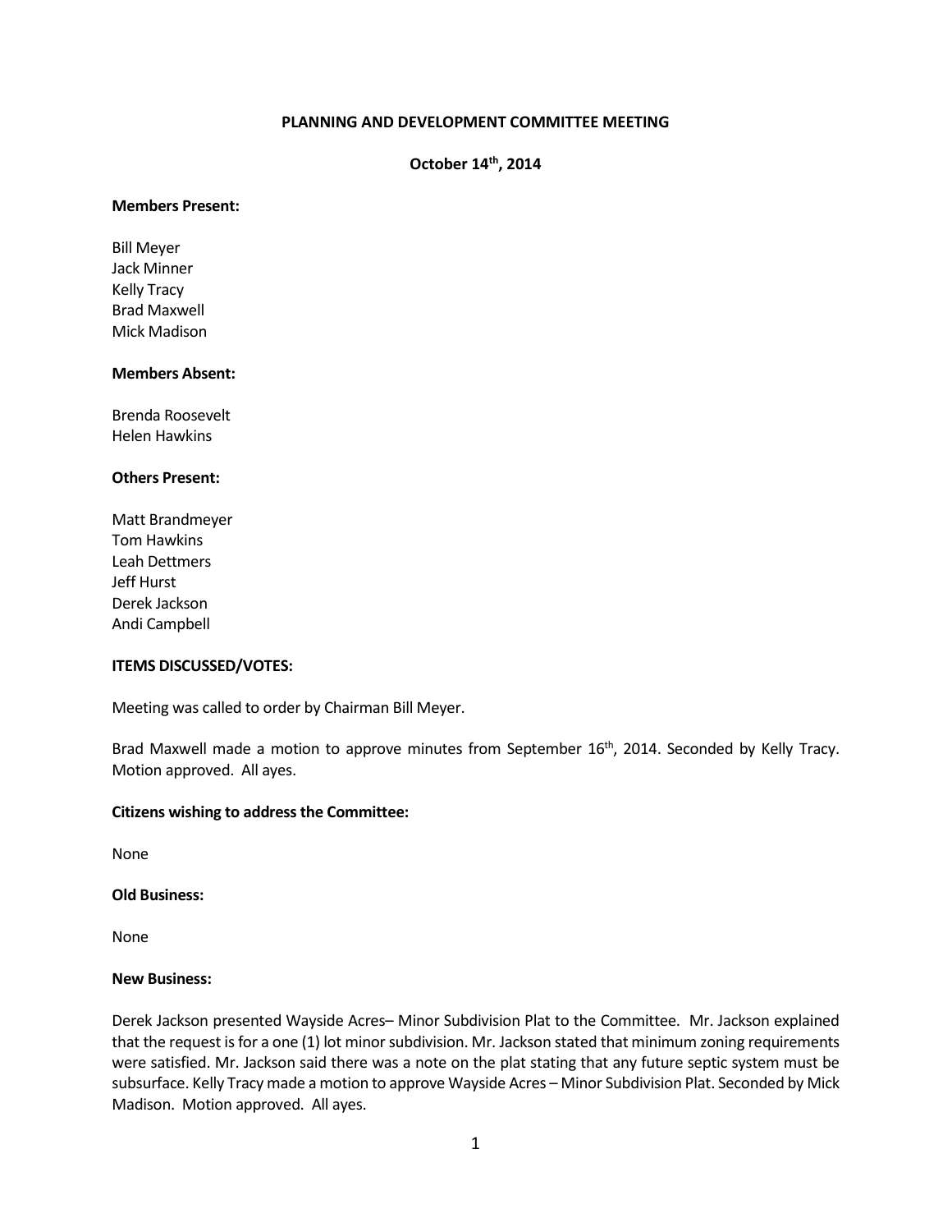# PLANNING AND DEVELOPMENT COMMITTEE MEETING

## October 14th, 2014

**Members Present:**

Bill Meyer
Jack Minner
Kelly Tracy
Brad Maxwell
Mick Madison

**Members Absent:**

Brenda Roosevelt
Helen Hawkins

**Others Present:**

Matt Brandmeyer
Tom Hawkins
Leah Dettmers
Jeff Hurst
Derek Jackson
Andi Campbell

**ITEMS DISCUSSED/VOTES:**

Meeting was called to order by Chairman Bill Meyer.

Brad Maxwell made a motion to approve minutes from September 16th, 2014. Seconded by Kelly Tracy. Motion approved. All ayes.

**Citizens wishing to address the Committee:**

None

**Old Business:**

None

**New Business:**

Derek Jackson presented Wayside Acres– Minor Subdivision Plat to the Committee. Mr. Jackson explained that the request is for a one (1) lot minor subdivision. Mr. Jackson stated that minimum zoning requirements were satisfied. Mr. Jackson said there was a note on the plat stating that any future septic system must be subsurface. Kelly Tracy made a motion to approve Wayside Acres – Minor Subdivision Plat. Seconded by Mick Madison. Motion approved. All ayes.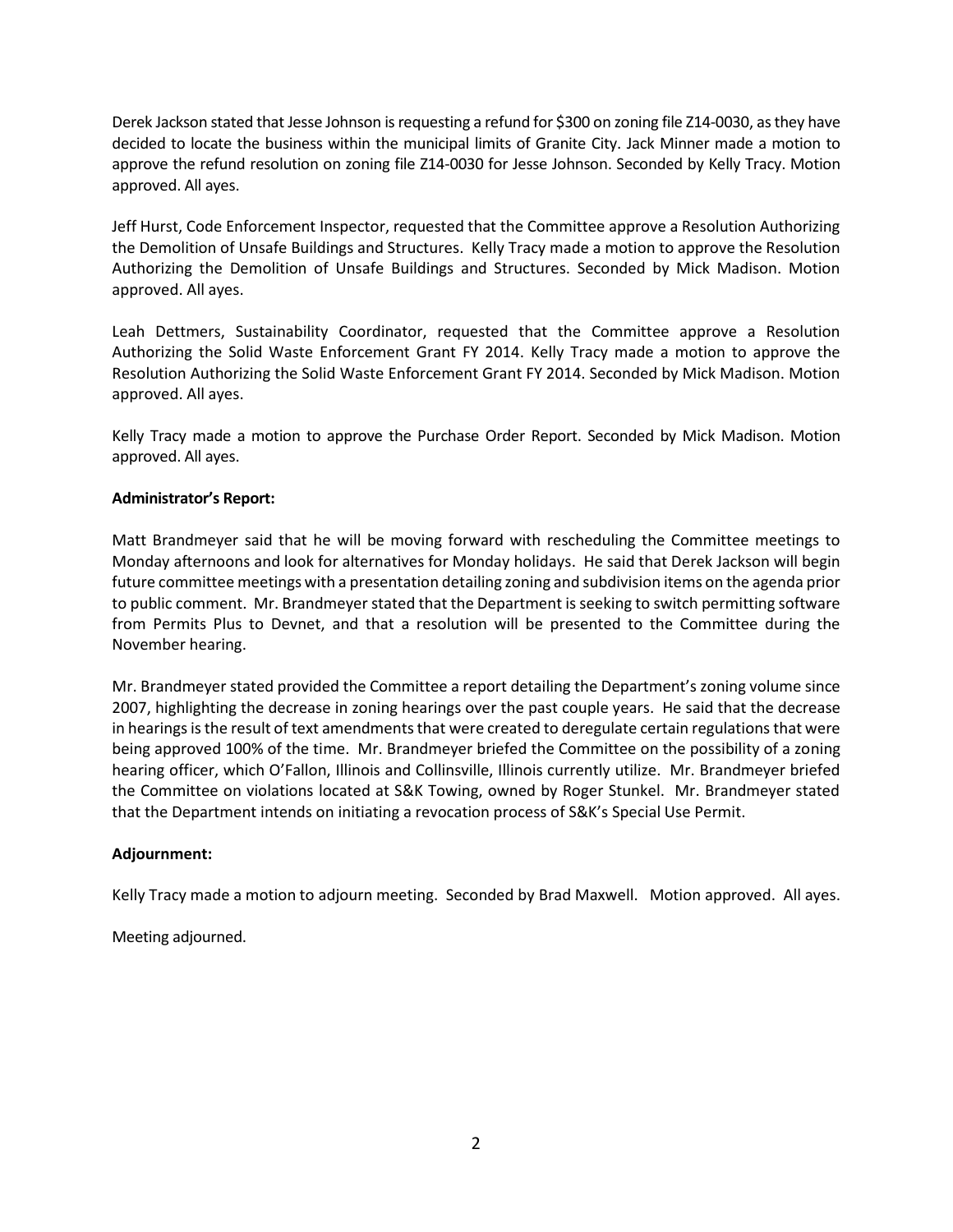Derek Jackson stated that Jesse Johnson is requesting a refund for $300 on zoning file Z14-0030, as they have decided to locate the business within the municipal limits of Granite City. Jack Minner made a motion to approve the refund resolution on zoning file Z14-0030 for Jesse Johnson. Seconded by Kelly Tracy. Motion approved. All ayes.

Jeff Hurst, Code Enforcement Inspector, requested that the Committee approve a Resolution Authorizing the Demolition of Unsafe Buildings and Structures. Kelly Tracy made a motion to approve the Resolution Authorizing the Demolition of Unsafe Buildings and Structures. Seconded by Mick Madison. Motion approved. All ayes.

Leah Dettmers, Sustainability Coordinator, requested that the Committee approve a Resolution Authorizing the Solid Waste Enforcement Grant FY 2014. Kelly Tracy made a motion to approve the Resolution Authorizing the Solid Waste Enforcement Grant FY 2014. Seconded by Mick Madison. Motion approved. All ayes.

Kelly Tracy made a motion to approve the Purchase Order Report. Seconded by Mick Madison. Motion approved. All ayes.

**Administrator's Report:**

Matt Brandmeyer said that he will be moving forward with rescheduling the Committee meetings to Monday afternoons and look for alternatives for Monday holidays. He said that Derek Jackson will begin future committee meetings with a presentation detailing zoning and subdivision items on the agenda prior to public comment. Mr. Brandmeyer stated that the Department is seeking to switch permitting software from Permits Plus to Devnet, and that a resolution will be presented to the Committee during the November hearing.

Mr. Brandmeyer stated provided the Committee a report detailing the Department's zoning volume since 2007, highlighting the decrease in zoning hearings over the past couple years. He said that the decrease in hearings is the result of text amendments that were created to deregulate certain regulations that were being approved 100% of the time. Mr. Brandmeyer briefed the Committee on the possibility of a zoning hearing officer, which O'Fallon, Illinois and Collinsville, Illinois currently utilize. Mr. Brandmeyer briefed the Committee on violations located at S&K Towing, owned by Roger Stunkel. Mr. Brandmeyer stated that the Department intends on initiating a revocation process of S&K's Special Use Permit.

**Adjournment:**

Kelly Tracy made a motion to adjourn meeting. Seconded by Brad Maxwell. Motion approved. All ayes.

Meeting adjourned.